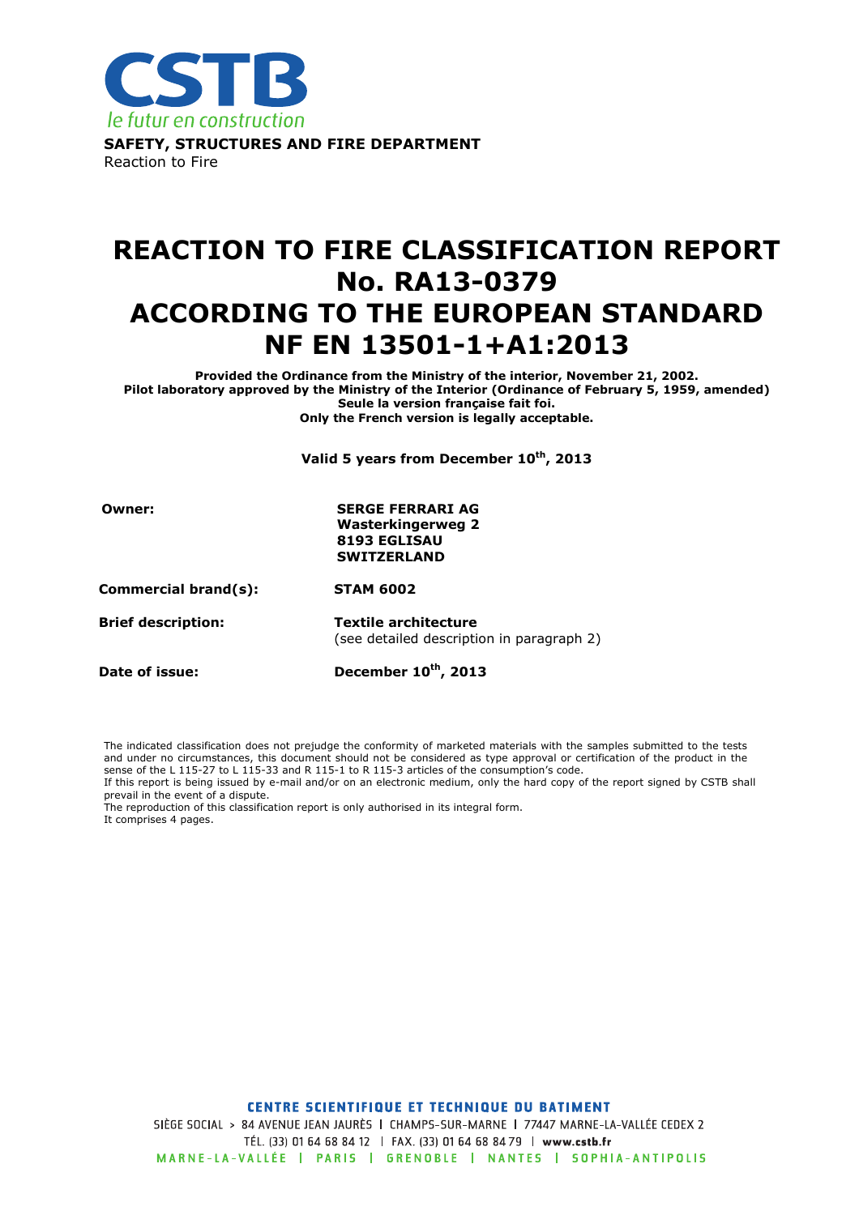CSTB

le futur en construction

**SAFETY, STRUCTURES AND FIRE DEPARTMENT**
Reaction to Fire

# REACTION TO FIRE CLASSIFICATION REPORT No. RA13-0379 ACCORDING TO THE EUROPEAN STANDARD NF EN 13501-1+A1:2013

**Provided the Ordinance from the Ministry of the interior, November 21, 2002.**
**Pilot laboratory approved by the Ministry of the Interior (Ordinance of February 5, 1959, amended)**
**Seule la version française fait foi.**
**Only the French version is legally acceptable.**

**Valid 5 years from December 10th, 2013**

| | |
|---|---|
| **Owner:** | **SERGE FERRARI AG**<br>**Wasterkingerweg 2**<br>**8193 EGLISAU**<br>**SWITZERLAND** |
| **Commercial brand(s):** | **STAM 6002** |
| **Brief description:** | **Textile architecture**<br>(see detailed description in paragraph 2) |
| **Date of issue:** | **December 10th, 2013** |

The indicated classification does not prejudge the conformity of marketed materials with the samples submitted to the tests and under no circumstances, this document should not be considered as type approval or certification of the product in the sense of the L 115-27 to L 115-33 and R 115-1 to R 115-3 articles of the consumption's code.
If this report is being issued by e-mail and/or on an electronic medium, only the hard copy of the report signed by CSTB shall prevail in the event of a dispute.
The reproduction of this classification report is only authorised in its integral form.
It comprises 4 pages.

**CENTRE SCIENTIFIQUE ET TECHNIQUE DU BATIMENT**
SIÈGE SOCIAL > 84 AVENUE JEAN JAURÈS | CHAMPS-SUR-MARNE | 77447 MARNE-LA-VALLÉE CEDEX 2
TÉL. (33) 01 64 68 84 12 | FAX. (33) 01 64 68 84 79 | **www.cstb.fr**
MARNE-LA-VALLÉE | PARIS | GRENOBLE | NANTES | SOPHIA-ANTIPOLIS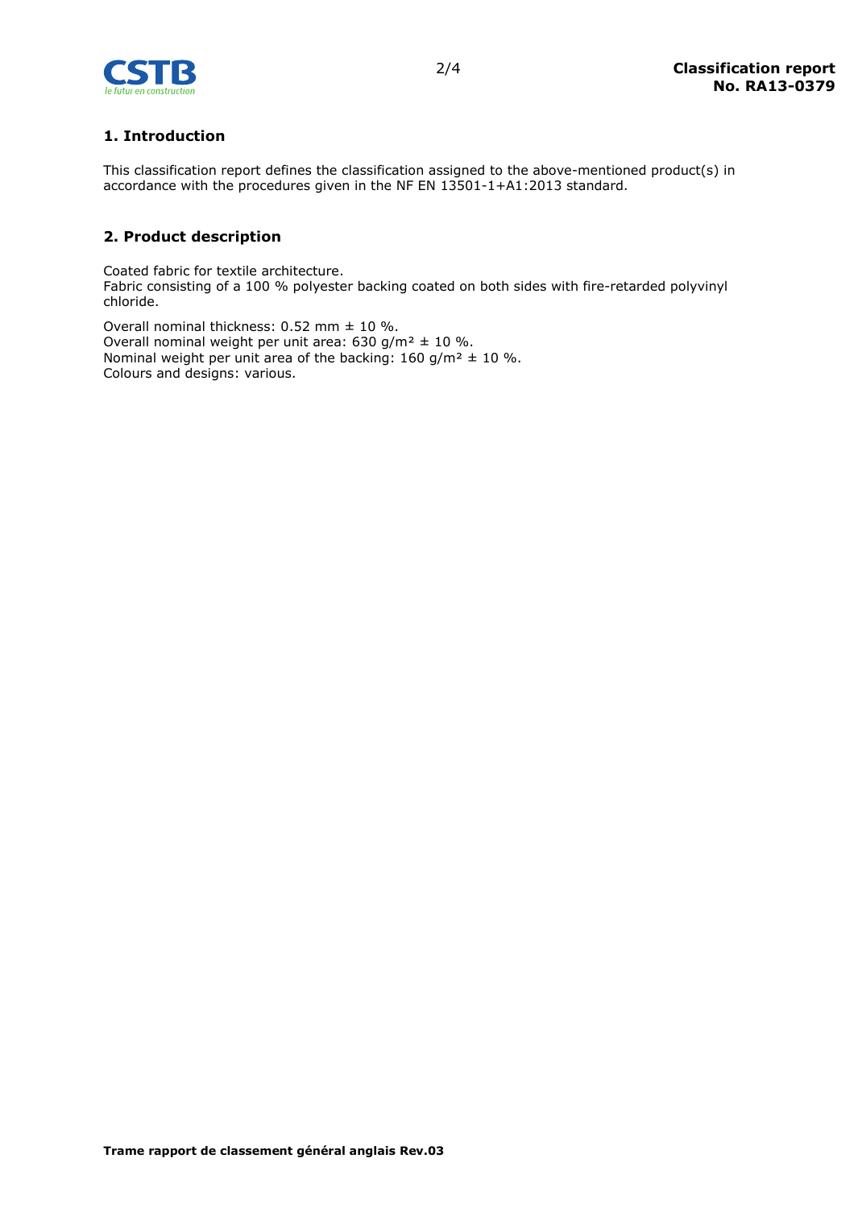## 1. Introduction

This classification report defines the classification assigned to the above-mentioned product(s) in accordance with the procedures given in the NF EN 13501-1+A1:2013 standard.

## 2. Product description

Coated fabric for textile architecture.
Fabric consisting of a 100 % polyester backing coated on both sides with fire-retarded polyvinyl chloride.

Overall nominal thickness: 0.52 mm ± 10 %.
Overall nominal weight per unit area: 630 g/m² ± 10 %.
Nominal weight per unit area of the backing: 160 g/m² ± 10 %.
Colours and designs: various.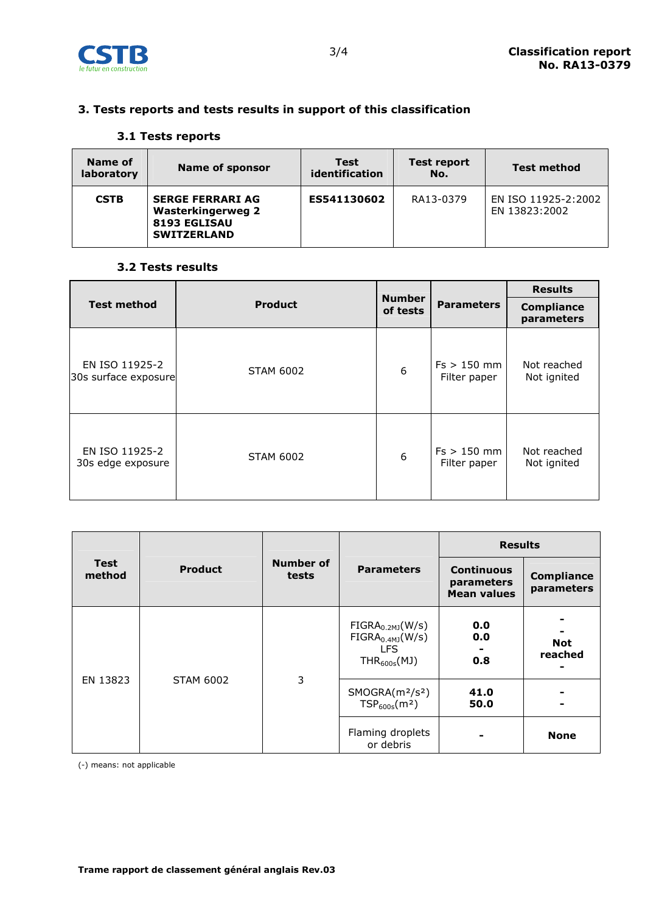## 3. Tests reports and tests results in support of this classification

### 3.1 Tests reports

| Name of laboratory | Name of sponsor | Test identification | Test report No. | Test method |
|---|---|---|---|---|
| **CSTB** | **SERGE FERRARI AG Wasterkingerweg 2 8193 EGLISAU SWITZERLAND** | **ES541130602** | RA13-0379 | EN ISO 11925-2:2002 EN 13823:2002 |

### 3.2 Tests results

| Test method | Product | Number of tests | Parameters | Results |
|---|---|---|---|---|
| | | | | Compliance parameters |
| EN ISO 11925-2 30s surface exposure | STAM 6002 | 6 | Fs > 150 mm Filter paper | Not reached Not ignited |
| EN ISO 11925-2 30s edge exposure | STAM 6002 | 6 | Fs > 150 mm Filter paper | Not reached Not ignited |

| Test method | Product | Number of tests | Parameters | Results | |
|---|---|---|---|---|---|
| | | | | Continuous parameters Mean values | Compliance parameters |
| EN 13823 | STAM 6002 | 3 | $FIGRA_{0.2MJ}$(W/s) $FIGRA_{0.4MJ}$(W/s) LFS $THR_{600s}$(MJ) | **0.0 0.0 - 0.8** | **- - Not reached -** |
| | | | SMOGRA($m^2/s^2$) $TSP_{600s}$($m^2$) | **41.0 50.0** | **- -** |
| | | | Flaming droplets or debris | **-** | **None** |

(-) means: not applicable

**Trame rapport de classement général anglais Rev.03**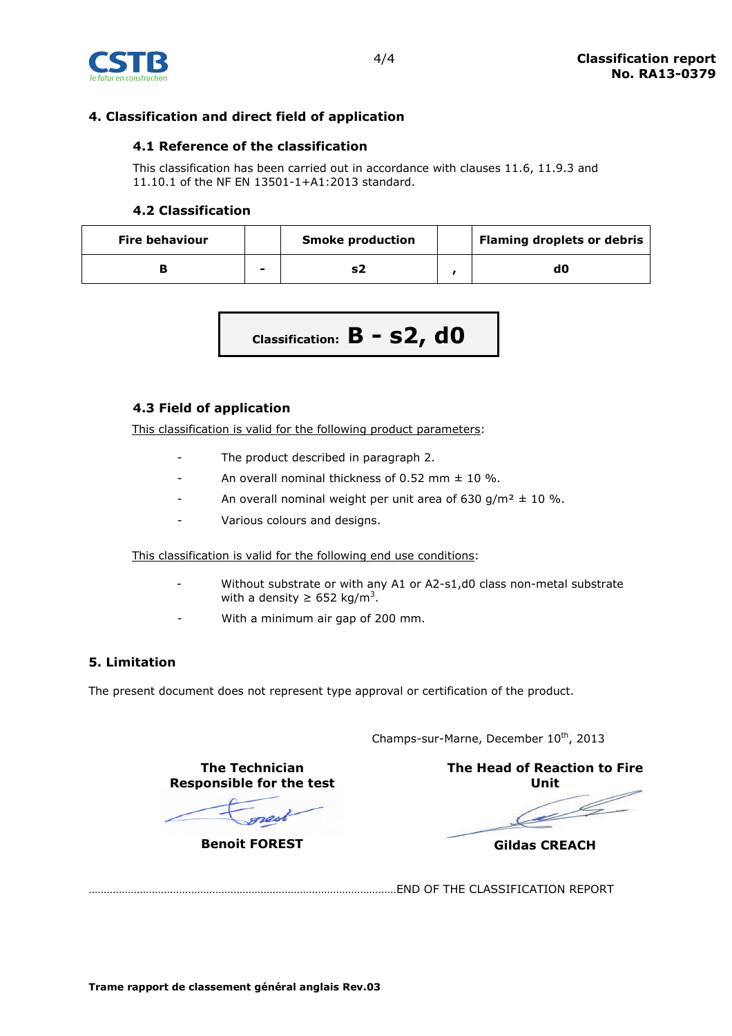## 4. Classification and direct field of application

### 4.1 Reference of the classification

This classification has been carried out in accordance with clauses 11.6, 11.9.3 and 11.10.1 of the NF EN 13501-1+A1:2013 standard.

### 4.2 Classification

| Fire behaviour | | Smoke production | | Flaming droplets or debris |
|---|---|---|---|---|
| B | - | s2 | , | d0 |

**Classification: B - s2, d0**

### 4.3 Field of application

This classification is valid for the following product parameters:

- The product described in paragraph 2.
- An overall nominal thickness of 0.52 mm ± 10 %.
- An overall nominal weight per unit area of 630 g/m² ± 10 %.
- Various colours and designs.

This classification is valid for the following end use conditions:

- Without substrate or with any A1 or A2-s1,d0 class non-metal substrate with a density ≥ 652 kg/m$^3$.
- With a minimum air gap of 200 mm.

## 5. Limitation

The present document does not represent type approval or certification of the product.

Champs-sur-Marne, December 10th, 2013

**The Technician Responsible for the test**

**Benoit FOREST**

**The Head of Reaction to Fire Unit**

**Gildas CREACH**

……………………………………………………………………………………END OF THE CLASSIFICATION REPORT

**Trame rapport de classement général anglais Rev.03**